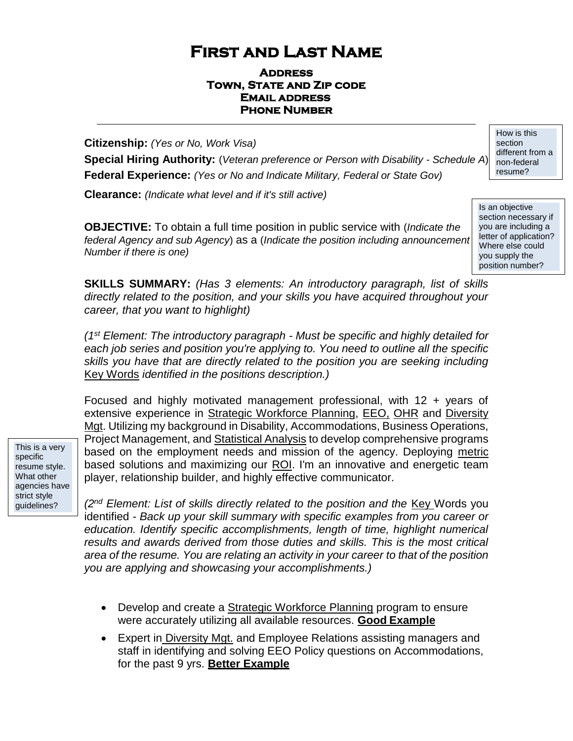# First and Last Name

**Address**
**Town, State and Zip code**
**Email address**
**Phone Number**

---

**Citizenship:** *(Yes or No, Work Visa)*

**Special Hiring Authority:** (*Veteran preference or Person with Disability - Schedule A*)

**Federal Experience:** *(Yes or No and Indicate Military, Federal or State Gov)*

**Clearance:** *(Indicate what level and if it's still active)*

> How is this section different from a non-federal resume?

**OBJECTIVE:** To obtain a full time position in public service with (*Indicate the federal Agency and sub Agency*) as a (*Indicate the position including announcement Number if there is one)*

> Is an objective section necessary if you are including a letter of application? Where else could you supply the position number?

**SKILLS SUMMARY:** *(Has 3 elements: An introductory paragraph, list of skills directly related to the position, and your skills you have acquired throughout your career, that you want to highlight)*

*(1st Element: The introductory paragraph - Must be specific and highly detailed for each job series and position you're applying to. You need to outline all the specific skills you have that are directly related to the position you are seeking including* <u>Key Words</u> *identified in the positions description.)*

Focused and highly motivated management professional, with 12 + years of extensive experience in <u>Strategic Workforce Planning</u>, <u>EEO,</u> <u>OHR</u> and <u>Diversity Mgt</u>. Utilizing my background in Disability, Accommodations, Business Operations, Project Management, and <u>Statistical Analysis</u> to develop comprehensive programs based on the employment needs and mission of the agency. Deploying <u>metric</u> based solutions and maximizing our <u>ROI</u>. I'm an innovative and energetic team player, relationship builder, and highly effective communicator.

> This is a very specific resume style. What other agencies have strict style guidelines?

*(2nd Element: List of skills directly related to the position and the* <u>Key</u> Words you identified - *Back up your skill summary with specific examples from you career or education. Identify specific accomplishments, length of time, highlight numerical results and awards derived from those duties and skills. This is the most critical area of the resume. You are relating an activity in your career to that of the position you are applying and showcasing your accomplishments.)*

- Develop and create a <u>Strategic Workforce Planning</u> program to ensure were accurately utilizing all available resources. **<u>Good Example</u>**
- Expert in <u>Diversity Mgt.</u> and Employee Relations assisting managers and staff in identifying and solving EEO Policy questions on Accommodations, for the past 9 yrs. **<u>Better Example</u>**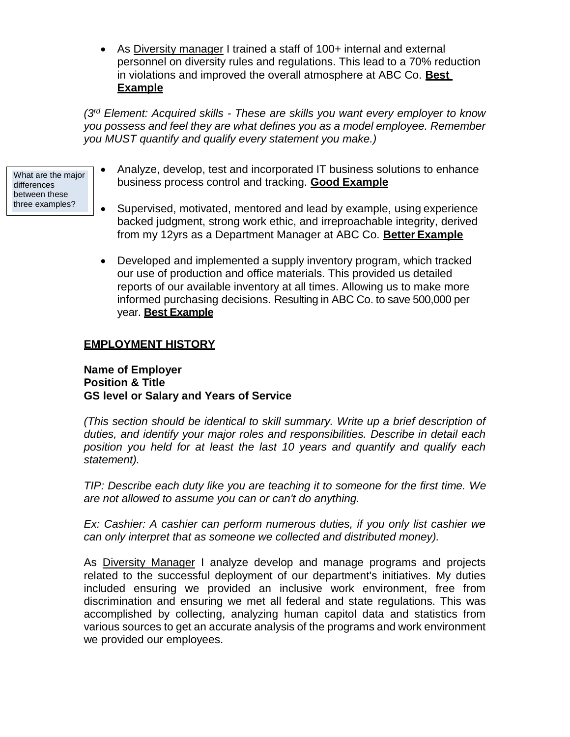- As <u>Diversity manager</u> I trained a staff of 100+ internal and external personnel on diversity rules and regulations. This lead to a 70% reduction in violations and improved the overall atmosphere at ABC Co. **<u>Best Example</u>**

*(3rd Element: Acquired skills - These are skills you want every employer to know you possess and feel they are what defines you as a model employee. Remember you MUST quantify and qualify every statement you make.)*

What are the major differences between these three examples?

- Analyze, develop, test and incorporated IT business solutions to enhance business process control and tracking. **<u>Good Example</u>**

- Supervised, motivated, mentored and lead by example, using experience backed judgment, strong work ethic, and irreproachable integrity, derived from my 12yrs as a Department Manager at ABC Co. **<u>Better Example</u>**

- Developed and implemented a supply inventory program, which tracked our use of production and office materials. This provided us detailed reports of our available inventory at all times. Allowing us to make more informed purchasing decisions. Resulting in ABC Co. to save 500,000 per year. **<u>Best Example</u>**

**<u>EMPLOYMENT HISTORY</u>**

**Name of Employer**
**Position & Title**
**GS level or Salary and Years of Service**

*(This section should be identical to skill summary. Write up a brief description of duties, and identify your major roles and responsibilities. Describe in detail each position you held for at least the last 10 years and quantify and qualify each statement).*

*TIP: Describe each duty like you are teaching it to someone for the first time. We are not allowed to assume you can or can't do anything.*

*Ex: Cashier: A cashier can perform numerous duties, if you only list cashier we can only interpret that as someone we collected and distributed money).*

As <u>Diversity Manager</u> I analyze develop and manage programs and projects related to the successful deployment of our department's initiatives. My duties included ensuring we provided an inclusive work environment, free from discrimination and ensuring we met all federal and state regulations. This was accomplished by collecting, analyzing human capitol data and statistics from various sources to get an accurate analysis of the programs and work environment we provided our employees.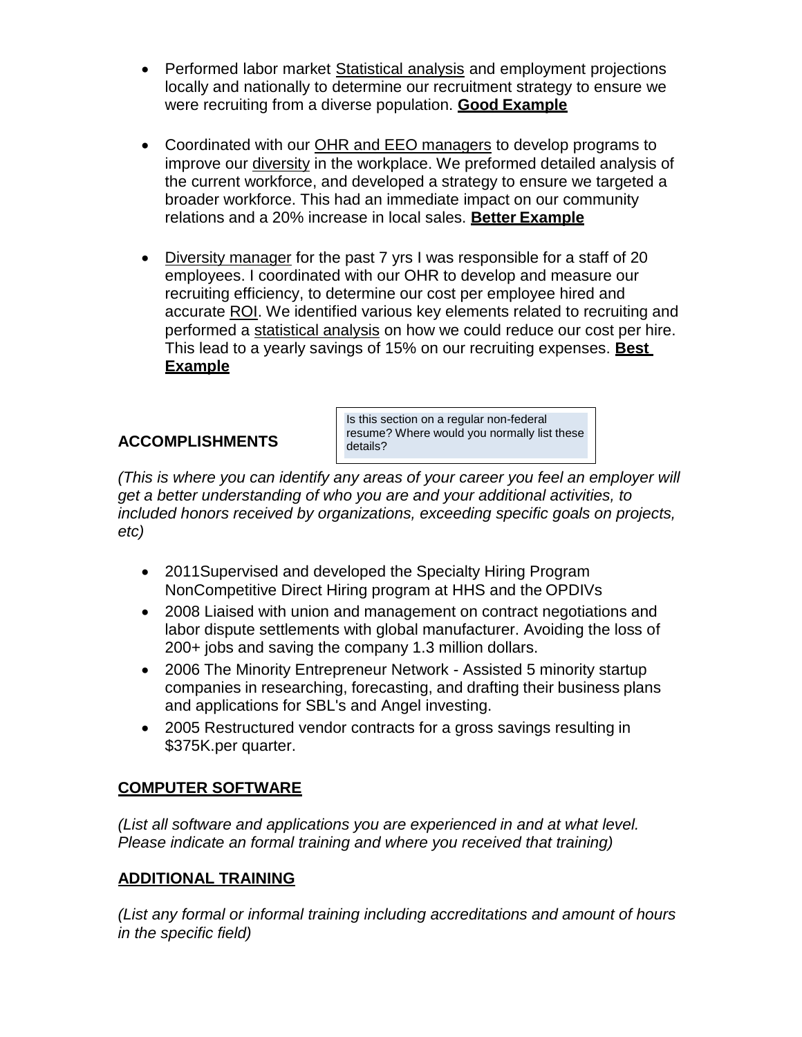- Performed labor market Statistical analysis and employment projections locally and nationally to determine our recruitment strategy to ensure we were recruiting from a diverse population. **Good Example**

- Coordinated with our OHR and EEO managers to develop programs to improve our diversity in the workplace. We preformed detailed analysis of the current workforce, and developed a strategy to ensure we targeted a broader workforce. This had an immediate impact on our community relations and a 20% increase in local sales. **Better Example**

- Diversity manager for the past 7 yrs I was responsible for a staff of 20 employees. I coordinated with our OHR to develop and measure our recruiting efficiency, to determine our cost per employee hired and accurate ROI. We identified various key elements related to recruiting and performed a statistical analysis on how we could reduce our cost per hire. This lead to a yearly savings of 15% on our recruiting expenses. **Best Example**

**ACCOMPLISHMENTS**

> Is this section on a regular non-federal resume? Where would you normally list these details?

*(This is where you can identify any areas of your career you feel an employer will get a better understanding of who you are and your additional activities, to included honors received by organizations, exceeding specific goals on projects, etc)*

- 2011Supervised and developed the Specialty Hiring Program NonCompetitive Direct Hiring program at HHS and the OPDIVs
- 2008 Liaised with union and management on contract negotiations and labor dispute settlements with global manufacturer. Avoiding the loss of 200+ jobs and saving the company 1.3 million dollars.
- 2006 The Minority Entrepreneur Network - Assisted 5 minority startup companies in researching, forecasting, and drafting their business plans and applications for SBL's and Angel investing.
- 2005 Restructured vendor contracts for a gross savings resulting in \$375K.per quarter.

**COMPUTER SOFTWARE**

*(List all software and applications you are experienced in and at what level. Please indicate an formal training and where you received that training)*

**ADDITIONAL TRAINING**

*(List any formal or informal training including accreditations and amount of hours in the specific field)*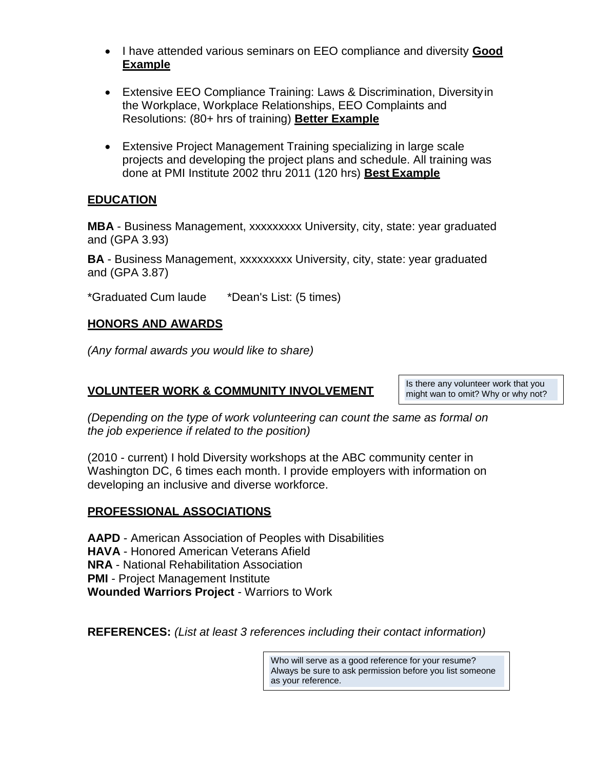- I have attended various seminars on EEO compliance and diversity **Good Example**

- Extensive EEO Compliance Training: Laws & Discrimination, Diversity in the Workplace, Workplace Relationships, EEO Complaints and Resolutions: (80+ hrs of training) **Better Example**

- Extensive Project Management Training specializing in large scale projects and developing the project plans and schedule. All training was done at PMI Institute 2002 thru 2011 (120 hrs) **Best Example**

## EDUCATION

**MBA** - Business Management, xxxxxxxxx University, city, state: year graduated and (GPA 3.93)

**BA** - Business Management, xxxxxxxxx University, city, state: year graduated and (GPA 3.87)

*Graduated Cum laude     *Dean's List: (5 times)

## HONORS AND AWARDS

*(Any formal awards you would like to share)*

## VOLUNTEER WORK & COMMUNITY INVOLVEMENT

> Is there any volunteer work that you might wan to omit? Why or why not?

*(Depending on the type of work volunteering can count the same as formal on the job experience if related to the position)*

(2010 - current) I hold Diversity workshops at the ABC community center in Washington DC, 6 times each month. I provide employers with information on developing an inclusive and diverse workforce.

## PROFESSIONAL ASSOCIATIONS

**AAPD** - American Association of Peoples with Disabilities
**HAVA** - Honored American Veterans Afield
**NRA** - National Rehabilitation Association
**PMI** - Project Management Institute
**Wounded Warriors Project** - Warriors to Work

**REFERENCES:** *(List at least 3 references including their contact information)*

> Who will serve as a good reference for your resume? Always be sure to ask permission before you list someone as your reference.